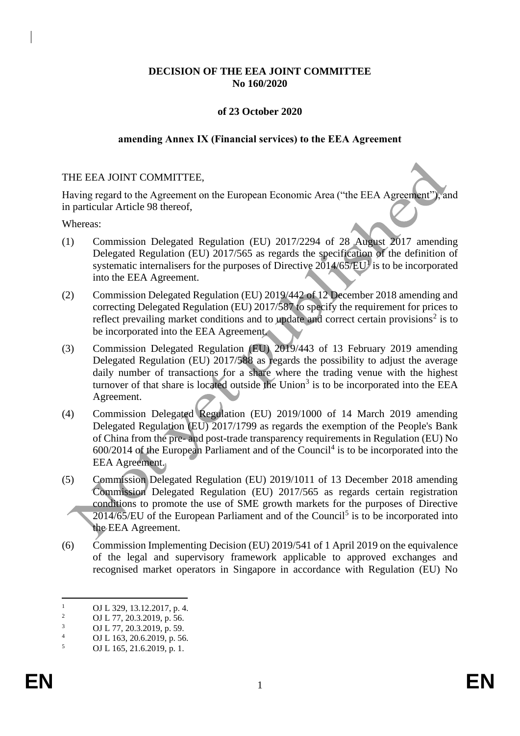**DECISION OF THE EEA JOINT COMMITTEE**
**No 160/2020**

**of 23 October 2020**

**amending Annex IX (Financial services) to the EEA Agreement**

THE EEA JOINT COMMITTEE,

Having regard to the Agreement on the European Economic Area ("the EEA Agreement"), and in particular Article 98 thereof,

Whereas:

(1) Commission Delegated Regulation (EU) 2017/2294 of 28 August 2017 amending Delegated Regulation (EU) 2017/565 as regards the specification of the definition of systematic internalisers for the purposes of Directive 2014/65/EU[1] is to be incorporated into the EEA Agreement.

(2) Commission Delegated Regulation (EU) 2019/442 of 12 December 2018 amending and correcting Delegated Regulation (EU) 2017/587 to specify the requirement for prices to reflect prevailing market conditions and to update and correct certain provisions[2] is to be incorporated into the EEA Agreement.

(3) Commission Delegated Regulation (EU) 2019/443 of 13 February 2019 amending Delegated Regulation (EU) 2017/588 as regards the possibility to adjust the average daily number of transactions for a share where the trading venue with the highest turnover of that share is located outside the Union[3] is to be incorporated into the EEA Agreement.

(4) Commission Delegated Regulation (EU) 2019/1000 of 14 March 2019 amending Delegated Regulation (EU) 2017/1799 as regards the exemption of the People's Bank of China from the pre- and post-trade transparency requirements in Regulation (EU) No 600/2014 of the European Parliament and of the Council[4] is to be incorporated into the EEA Agreement.

(5) Commission Delegated Regulation (EU) 2019/1011 of 13 December 2018 amending Commission Delegated Regulation (EU) 2017/565 as regards certain registration conditions to promote the use of SME growth markets for the purposes of Directive 2014/65/EU of the European Parliament and of the Council[5] is to be incorporated into the EEA Agreement.

(6) Commission Implementing Decision (EU) 2019/541 of 1 April 2019 on the equivalence of the legal and supervisory framework applicable to approved exchanges and recognised market operators in Singapore in accordance with Regulation (EU) No

---

[1] OJ L 329, 13.12.2017, p. 4.
[2] OJ L 77, 20.3.2019, p. 56.
[3] OJ L 77, 20.3.2019, p. 59.
[4] OJ L 163, 20.6.2019, p. 56.
[5] OJ L 165, 21.6.2019, p. 1.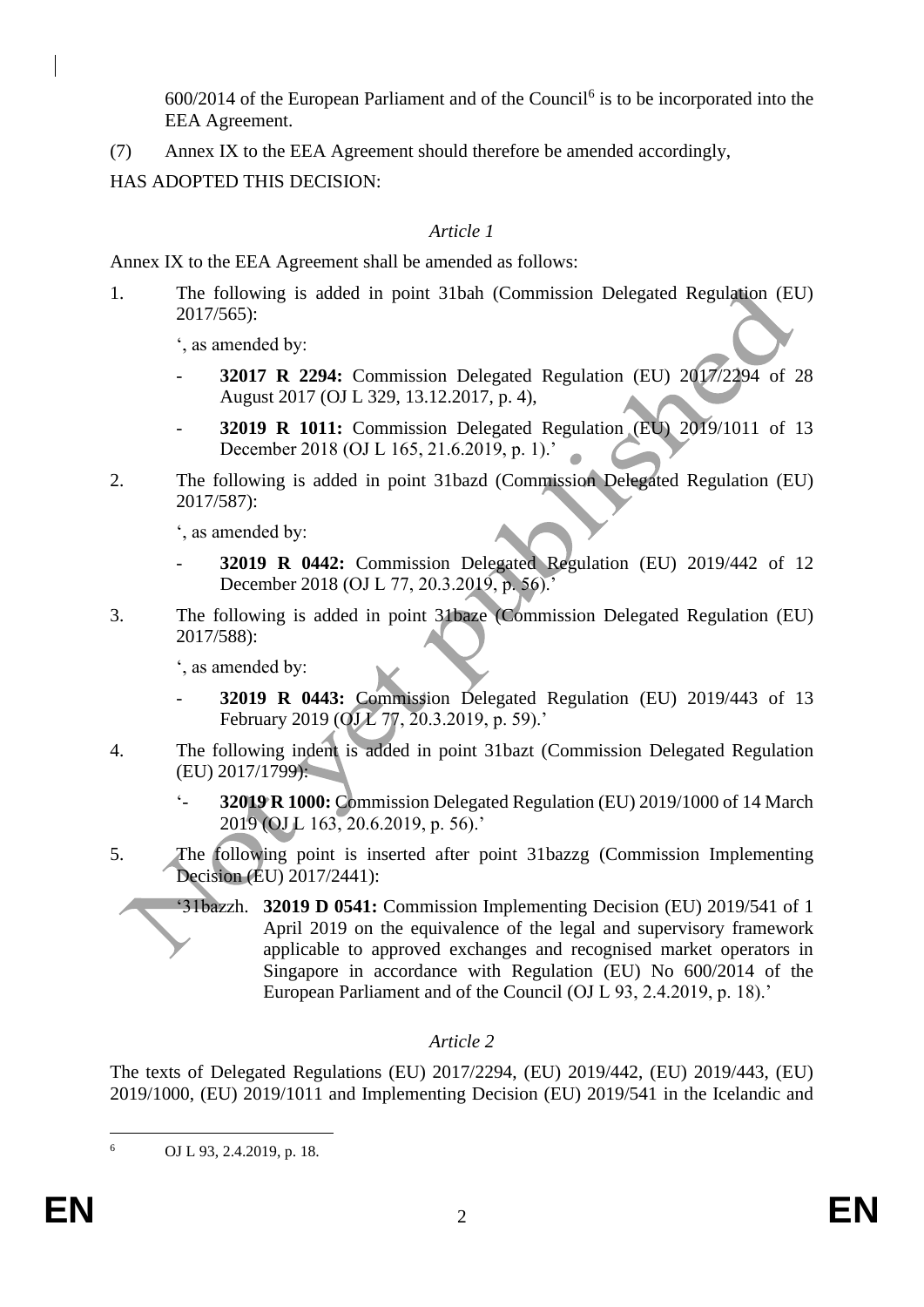600/2014 of the European Parliament and of the Council[6] is to be incorporated into the EEA Agreement.

(7) Annex IX to the EEA Agreement should therefore be amended accordingly,

HAS ADOPTED THIS DECISION:

*Article 1*

Annex IX to the EEA Agreement shall be amended as follows:

1. The following is added in point 31bah (Commission Delegated Regulation (EU) 2017/565):

   ', as amended by:

   - **32017 R 2294:** Commission Delegated Regulation (EU) 2017/2294 of 28 August 2017 (OJ L 329, 13.12.2017, p. 4),
   - **32019 R 1011:** Commission Delegated Regulation (EU) 2019/1011 of 13 December 2018 (OJ L 165, 21.6.2019, p. 1).'

2. The following is added in point 31bazd (Commission Delegated Regulation (EU) 2017/587):

   ', as amended by:

   - **32019 R 0442:** Commission Delegated Regulation (EU) 2019/442 of 12 December 2018 (OJ L 77, 20.3.2019, p. 56).'

3. The following is added in point 31baze (Commission Delegated Regulation (EU) 2017/588):

   ', as amended by:

   - **32019 R 0443:** Commission Delegated Regulation (EU) 2019/443 of 13 February 2019 (OJ L 77, 20.3.2019, p. 59).'

4. The following indent is added in point 31bazt (Commission Delegated Regulation (EU) 2017/1799):

   '- **32019 R 1000:** Commission Delegated Regulation (EU) 2019/1000 of 14 March 2019 (OJ L 163, 20.6.2019, p. 56).'

5. The following point is inserted after point 31bazzg (Commission Implementing Decision (EU) 2017/2441):

   '31bazzh. **32019 D 0541:** Commission Implementing Decision (EU) 2019/541 of 1 April 2019 on the equivalence of the legal and supervisory framework applicable to approved exchanges and recognised market operators in Singapore in accordance with Regulation (EU) No 600/2014 of the European Parliament and of the Council (OJ L 93, 2.4.2019, p. 18).'

*Article 2*

The texts of Delegated Regulations (EU) 2017/2294, (EU) 2019/442, (EU) 2019/443, (EU) 2019/1000, (EU) 2019/1011 and Implementing Decision (EU) 2019/541 in the Icelandic and

[6] OJ L 93, 2.4.2019, p. 18.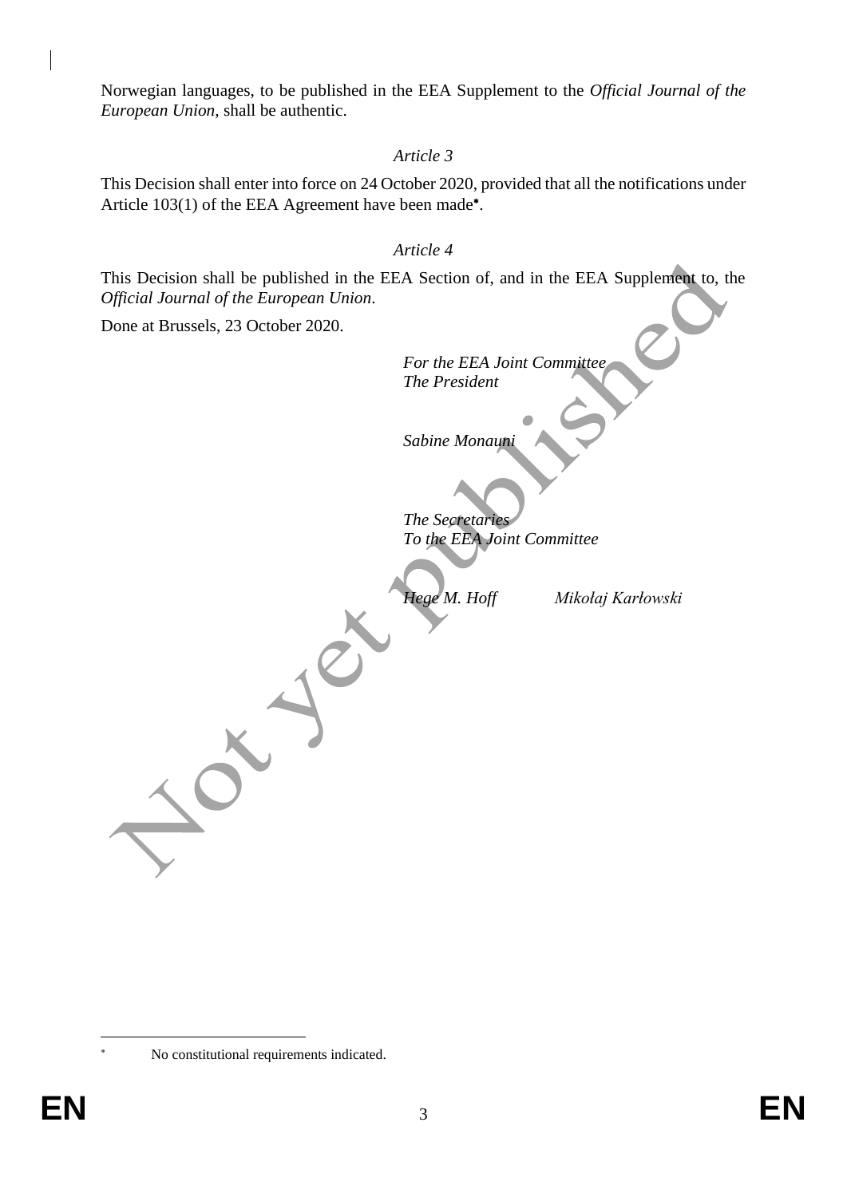Norwegian languages, to be published in the EEA Supplement to the *Official Journal of the European Union*, shall be authentic.

*Article 3*

This Decision shall enter into force on 24 October 2020, provided that all the notifications under Article 103(1) of the EEA Agreement have been made[*].

*Article 4*

This Decision shall be published in the EEA Section of, and in the EEA Supplement to, the *Official Journal of the European Union*.

Done at Brussels, 23 October 2020.

*For the EEA Joint Committee*
*The President*

*Sabine Monauni*

*The Secretaries*
*To the EEA Joint Committee*

*Hege M. Hoff* *Mikołaj Karłowski*

Not yet published

[*] No constitutional requirements indicated.